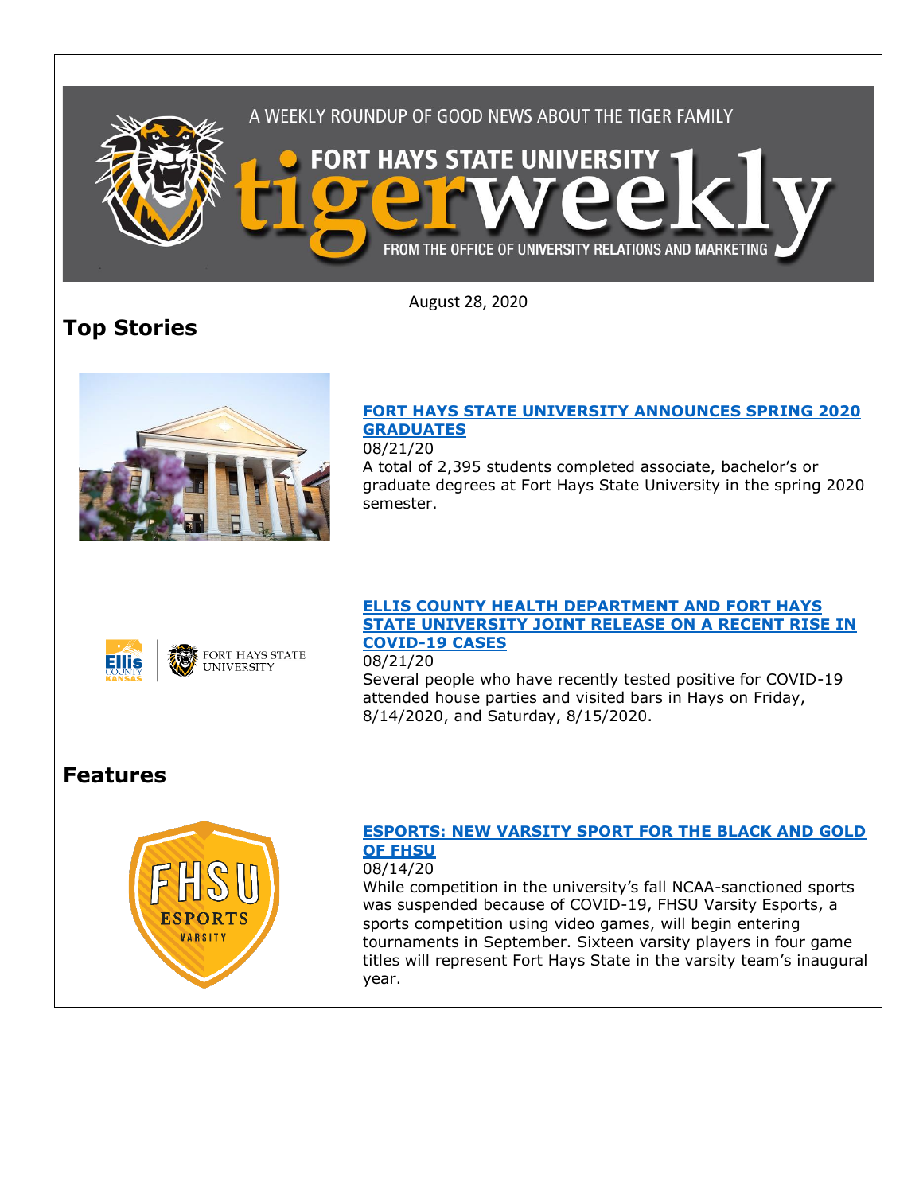A WEEKLY ROUNDUP OF GOOD NEWS ABOUT THE TIGER FAMILY

# FORT HAYS STATE UNIVERSITY tigerweekly

FROM THE OFFICE OF UNIVERSITY RELATIONS AND MARKETING

August 28, 2020

## Top Stories

### FORT HAYS STATE UNIVERSITY ANNOUNCES SPRING 2020 GRADUATES

08/21/20

A total of 2,395 students completed associate, bachelor's or graduate degrees at Fort Hays State University in the spring 2020 semester.

### ELLIS COUNTY HEALTH DEPARTMENT AND FORT HAYS STATE UNIVERSITY JOINT RELEASE ON A RECENT RISE IN COVID-19 CASES

08/21/20

Several people who have recently tested positive for COVID-19 attended house parties and visited bars in Hays on Friday, 8/14/2020, and Saturday, 8/15/2020.

## Features

### ESPORTS: NEW VARSITY SPORT FOR THE BLACK AND GOLD OF FHSU

08/14/20

While competition in the university's fall NCAA-sanctioned sports was suspended because of COVID-19, FHSU Varsity Esports, a sports competition using video games, will begin entering tournaments in September. Sixteen varsity players in four game titles will represent Fort Hays State in the varsity team's inaugural year.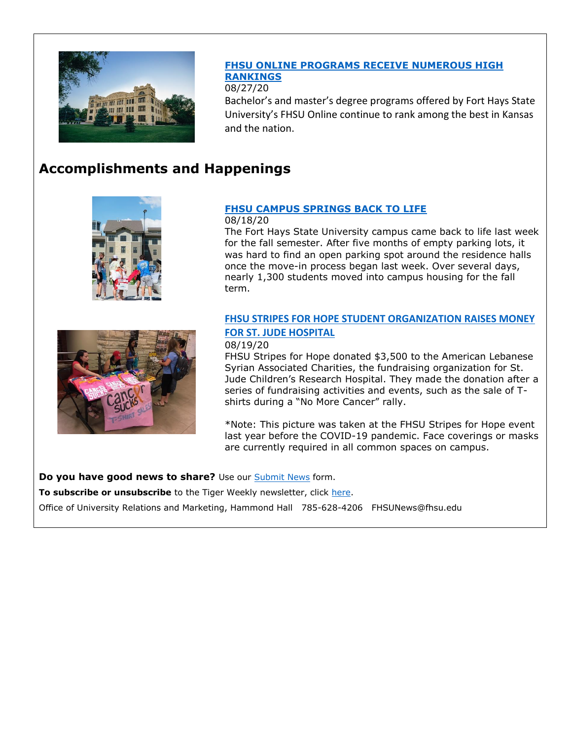**[FHSU ONLINE PROGRAMS RECEIVE NUMEROUS HIGH RANKINGS]**

08/27/20

Bachelor's and master's degree programs offered by Fort Hays State University's FHSU Online continue to rank among the best in Kansas and the nation.

## Accomplishments and Happenings

**[FHSU CAMPUS SPRINGS BACK TO LIFE]**

08/18/20

The Fort Hays State University campus came back to life last week for the fall semester. After five months of empty parking lots, it was hard to find an open parking spot around the residence halls once the move-in process began last week. Over several days, nearly 1,300 students moved into campus housing for the fall term.

**[FHSU STRIPES FOR HOPE STUDENT ORGANIZATION RAISES MONEY FOR ST. JUDE HOSPITAL]**

08/19/20

FHSU Stripes for Hope donated $3,500 to the American Lebanese Syrian Associated Charities, the fundraising organization for St. Jude Children's Research Hospital. They made the donation after a series of fundraising activities and events, such as the sale of T-shirts during a "No More Cancer" rally.

*Note: This picture was taken at the FHSU Stripes for Hope event last year before the COVID-19 pandemic. Face coverings or masks are currently required in all common spaces on campus.

**Do you have good news to share?** Use our Submit News form.

**To subscribe or unsubscribe** to the Tiger Weekly newsletter, click here.

Office of University Relations and Marketing, Hammond Hall 785-628-4206 FHSUNews@fhsu.edu